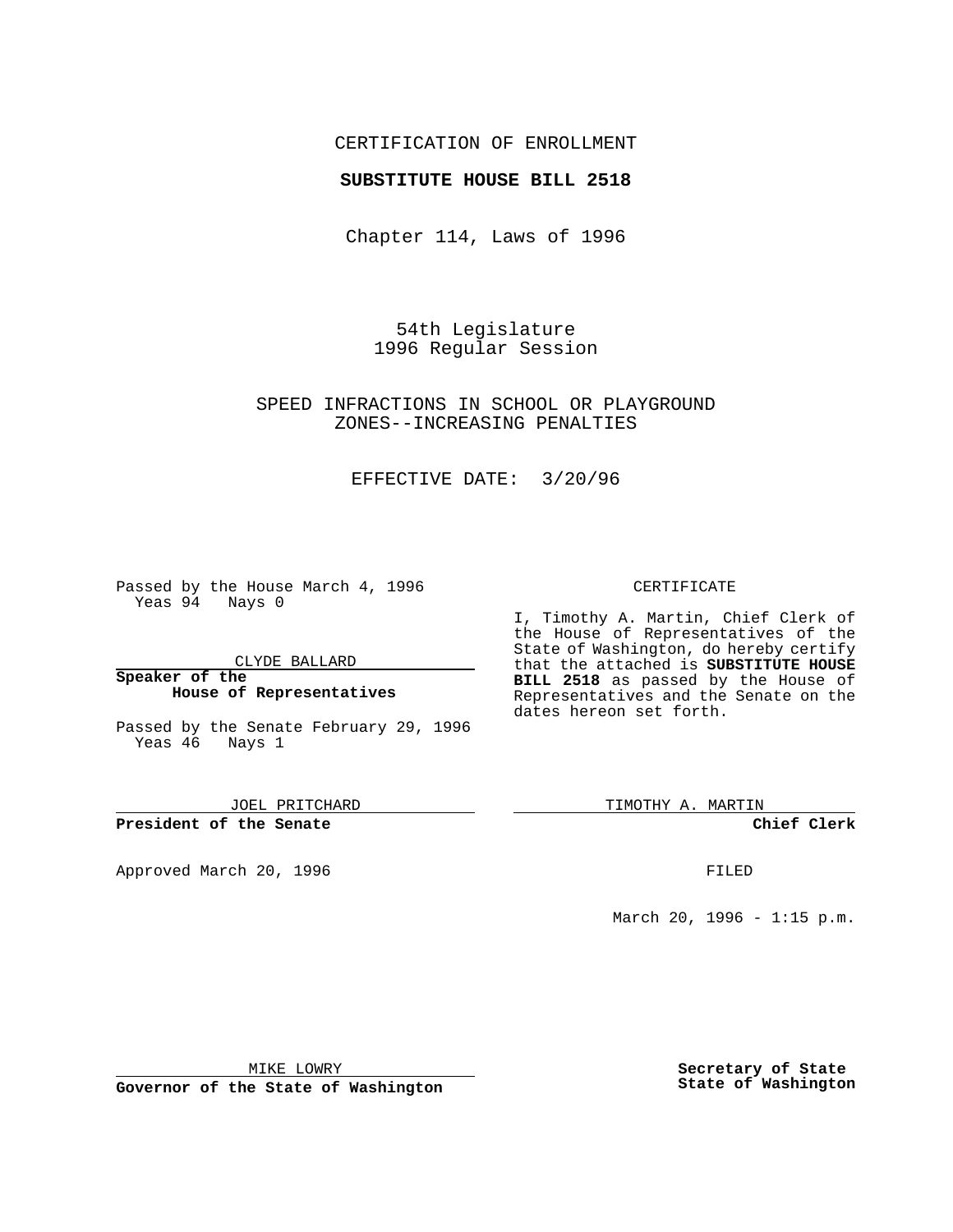CERTIFICATION OF ENROLLMENT

**SUBSTITUTE HOUSE BILL 2518**

Chapter 114, Laws of 1996

54th Legislature
1996 Regular Session

SPEED INFRACTIONS IN SCHOOL OR PLAYGROUND ZONES--INCREASING PENALTIES

EFFECTIVE DATE: 3/20/96

Passed by the House March 4, 1996
Yeas 94 Nays 0

CLYDE BALLARD

**Speaker of the House of Representatives**

Passed by the Senate February 29, 1996
Yeas 46 Nays 1

JOEL PRITCHARD

**President of the Senate**

Approved March 20, 1996

MIKE LOWRY

**Governor of the State of Washington**

CERTIFICATE

I, Timothy A. Martin, Chief Clerk of the House of Representatives of the State of Washington, do hereby certify that the attached is **SUBSTITUTE HOUSE BILL 2518** as passed by the House of Representatives and the Senate on the dates hereon set forth.

TIMOTHY A. MARTIN

**Chief Clerk**

FILED

March 20, 1996 - 1:15 p.m.

**Secretary of State**
**State of Washington**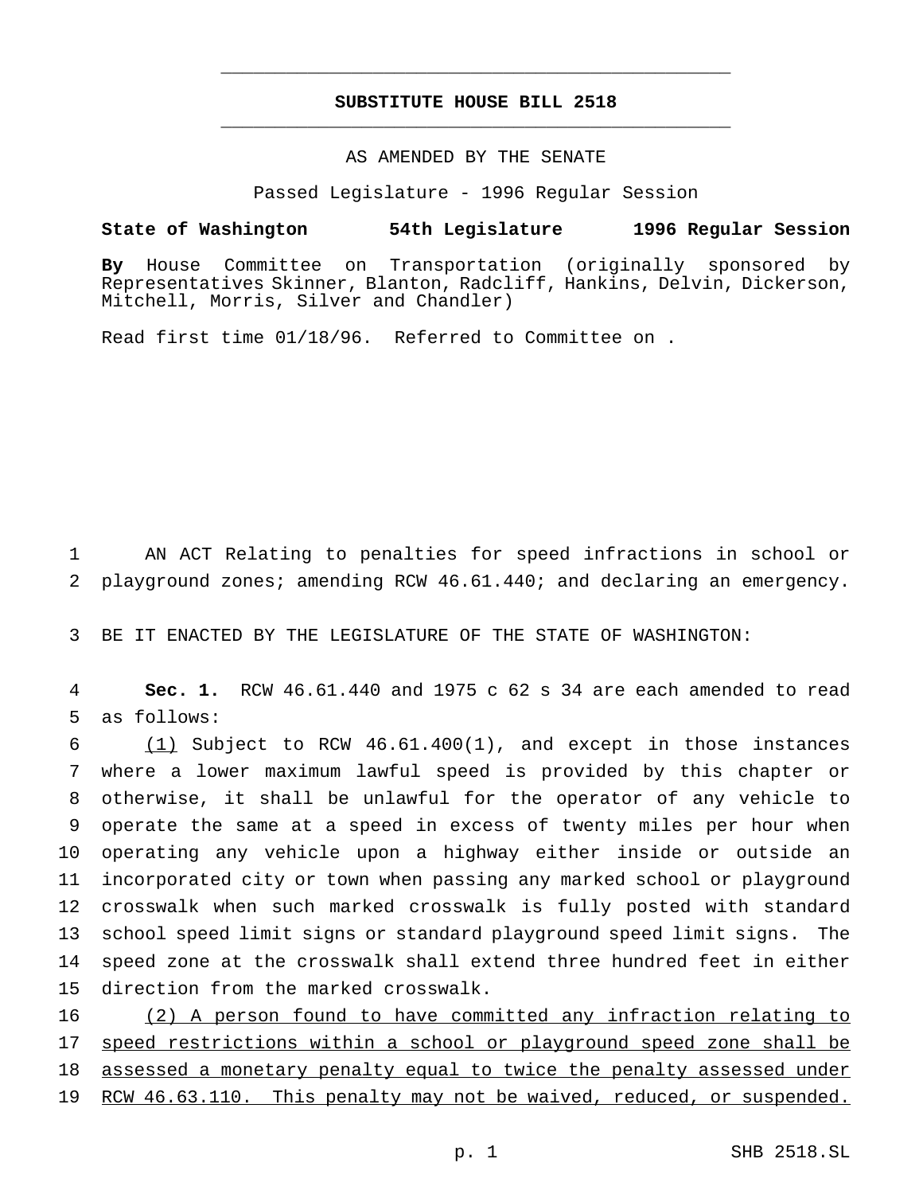**SUBSTITUTE HOUSE BILL 2518**

AS AMENDED BY THE SENATE

Passed Legislature - 1996 Regular Session

**State of Washington 54th Legislature 1996 Regular Session**

**By** House Committee on Transportation (originally sponsored by Representatives Skinner, Blanton, Radcliff, Hankins, Delvin, Dickerson, Mitchell, Morris, Silver and Chandler)

Read first time 01/18/96. Referred to Committee on .

AN ACT Relating to penalties for speed infractions in school or playground zones; amending RCW 46.61.440; and declaring an emergency.

BE IT ENACTED BY THE LEGISLATURE OF THE STATE OF WASHINGTON:

**Sec. 1.** RCW 46.61.440 and 1975 c 62 s 34 are each amended to read as follows:

(1) Subject to RCW 46.61.400(1), and except in those instances where a lower maximum lawful speed is provided by this chapter or otherwise, it shall be unlawful for the operator of any vehicle to operate the same at a speed in excess of twenty miles per hour when operating any vehicle upon a highway either inside or outside an incorporated city or town when passing any marked school or playground crosswalk when such marked crosswalk is fully posted with standard school speed limit signs or standard playground speed limit signs. The speed zone at the crosswalk shall extend three hundred feet in either direction from the marked crosswalk.

(2) A person found to have committed any infraction relating to speed restrictions within a school or playground speed zone shall be assessed a monetary penalty equal to twice the penalty assessed under RCW 46.63.110. This penalty may not be waived, reduced, or suspended.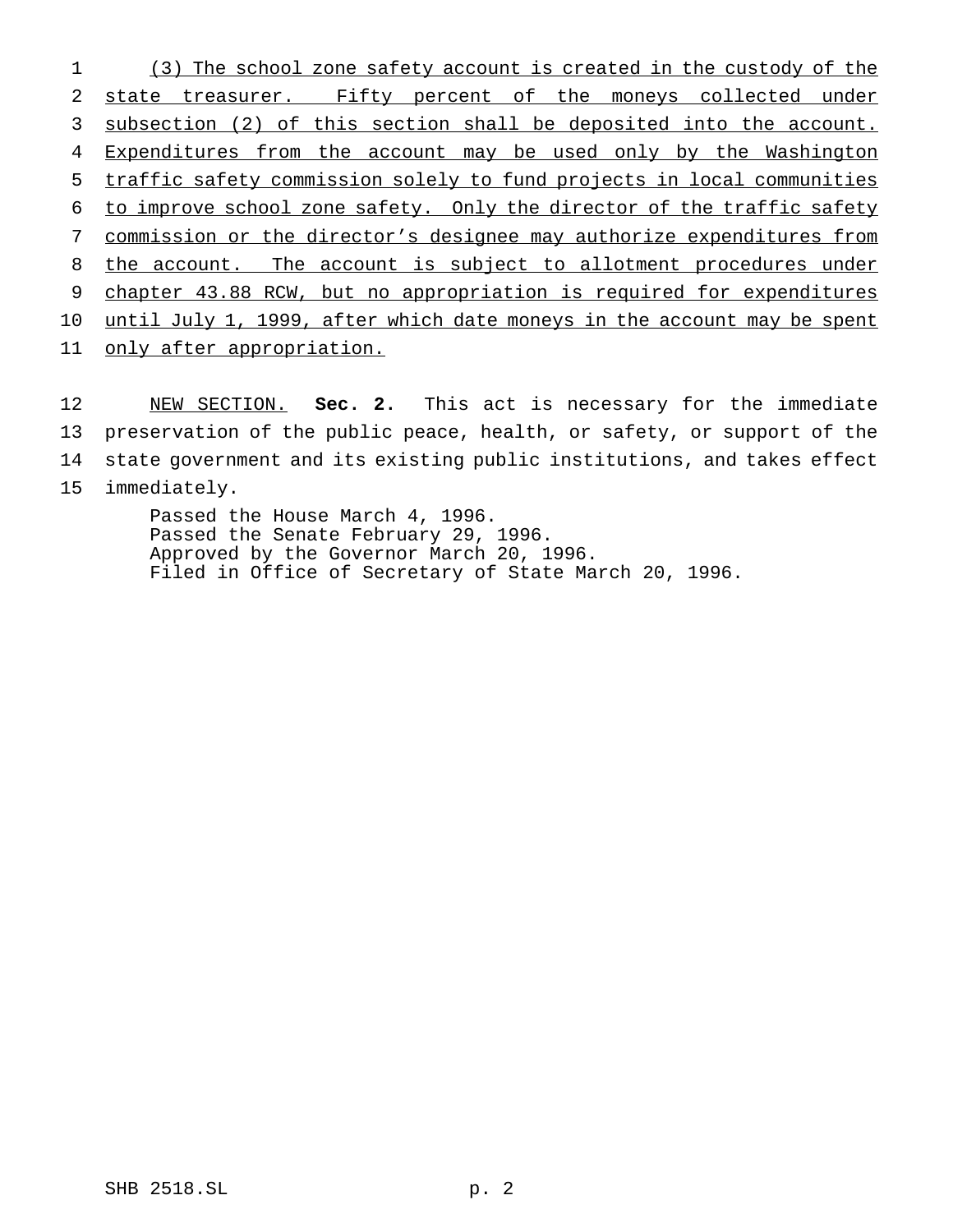(3) The school zone safety account is created in the custody of the state treasurer. Fifty percent of the moneys collected under subsection (2) of this section shall be deposited into the account. Expenditures from the account may be used only by the Washington traffic safety commission solely to fund projects in local communities to improve school zone safety. Only the director of the traffic safety commission or the director's designee may authorize expenditures from the account. The account is subject to allotment procedures under chapter 43.88 RCW, but no appropriation is required for expenditures until July 1, 1999, after which date moneys in the account may be spent only after appropriation.

NEW SECTION. **Sec. 2.** This act is necessary for the immediate preservation of the public peace, health, or safety, or support of the state government and its existing public institutions, and takes effect immediately.

Passed the House March 4, 1996.
Passed the Senate February 29, 1996.
Approved by the Governor March 20, 1996.
Filed in Office of Secretary of State March 20, 1996.